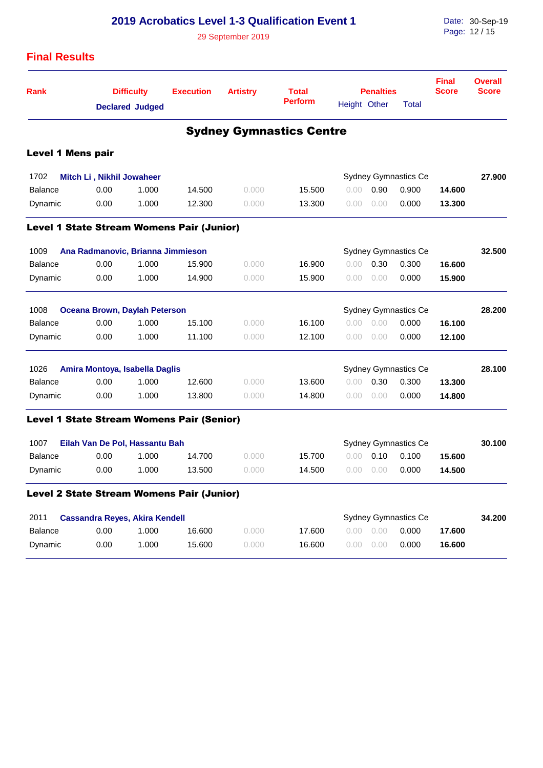# 2019 Acrobatics Level 1-3 Qualification Event 1

29 September 2019

Date: 30-Sep-19

## Final Results

| Rank | Difficulty Declared | Difficulty Judged | Execution | Artistry | Total Perform | Penalties Height | Penalties Other | Penalties Total | Final Score | Overall Score |
|---|---|---|---|---|---|---|---|---|---|---|

## Sydney Gymnastics Centre

### Level 1 Mens pair

| Rank | Difficulty Declared | Difficulty Judged | Execution | Artistry | Total Perform | Penalties Height | Penalties Other | Penalties Total | Final Score | Overall Score |
|---|---|---|---|---|---|---|---|---|---|---|
| 1702 **Mitch Li , Nikhil Jowaheer** | | | | | | Sydney Gymnastics Ce | | | | **27.900** |
| Balance | 0.00 | 1.000 | 14.500 | 0.000 | 15.500 | 0.00 | 0.90 | 0.900 | **14.600** | |
| Dynamic | 0.00 | 1.000 | 12.300 | 0.000 | 13.300 | 0.00 | 0.00 | 0.000 | **13.300** | |

### Level 1 State Stream Womens Pair (Junior)

| Rank | Difficulty Declared | Difficulty Judged | Execution | Artistry | Total Perform | Penalties Height | Penalties Other | Penalties Total | Final Score | Overall Score |
|---|---|---|---|---|---|---|---|---|---|---|
| 1009 **Ana Radmanovic, Brianna Jimmieson** | | | | | | Sydney Gymnastics Ce | | | | **32.500** |
| Balance | 0.00 | 1.000 | 15.900 | 0.000 | 16.900 | 0.00 | 0.30 | 0.300 | **16.600** | |
| Dynamic | 0.00 | 1.000 | 14.900 | 0.000 | 15.900 | 0.00 | 0.00 | 0.000 | **15.900** | |
| 1008 **Oceana Brown, Daylah Peterson** | | | | | | Sydney Gymnastics Ce | | | | **28.200** |
| Balance | 0.00 | 1.000 | 15.100 | 0.000 | 16.100 | 0.00 | 0.00 | 0.000 | **16.100** | |
| Dynamic | 0.00 | 1.000 | 11.100 | 0.000 | 12.100 | 0.00 | 0.00 | 0.000 | **12.100** | |
| 1026 **Amira Montoya, Isabella Daglis** | | | | | | Sydney Gymnastics Ce | | | | **28.100** |
| Balance | 0.00 | 1.000 | 12.600 | 0.000 | 13.600 | 0.00 | 0.30 | 0.300 | **13.300** | |
| Dynamic | 0.00 | 1.000 | 13.800 | 0.000 | 14.800 | 0.00 | 0.00 | 0.000 | **14.800** | |

### Level 1 State Stream Womens Pair (Senior)

| Rank | Difficulty Declared | Difficulty Judged | Execution | Artistry | Total Perform | Penalties Height | Penalties Other | Penalties Total | Final Score | Overall Score |
|---|---|---|---|---|---|---|---|---|---|---|
| 1007 **Eilah Van De Pol, Hassantu Bah** | | | | | | Sydney Gymnastics Ce | | | | **30.100** |
| Balance | 0.00 | 1.000 | 14.700 | 0.000 | 15.700 | 0.00 | 0.10 | 0.100 | **15.600** | |
| Dynamic | 0.00 | 1.000 | 13.500 | 0.000 | 14.500 | 0.00 | 0.00 | 0.000 | **14.500** | |

### Level 2 State Stream Womens Pair (Junior)

| Rank | Difficulty Declared | Difficulty Judged | Execution | Artistry | Total Perform | Penalties Height | Penalties Other | Penalties Total | Final Score | Overall Score |
|---|---|---|---|---|---|---|---|---|---|---|
| 2011 **Cassandra Reyes, Akira Kendell** | | | | | | Sydney Gymnastics Ce | | | | **34.200** |
| Balance | 0.00 | 1.000 | 16.600 | 0.000 | 17.600 | 0.00 | 0.00 | 0.000 | **17.600** | |
| Dynamic | 0.00 | 1.000 | 15.600 | 0.000 | 16.600 | 0.00 | 0.00 | 0.000 | **16.600** | |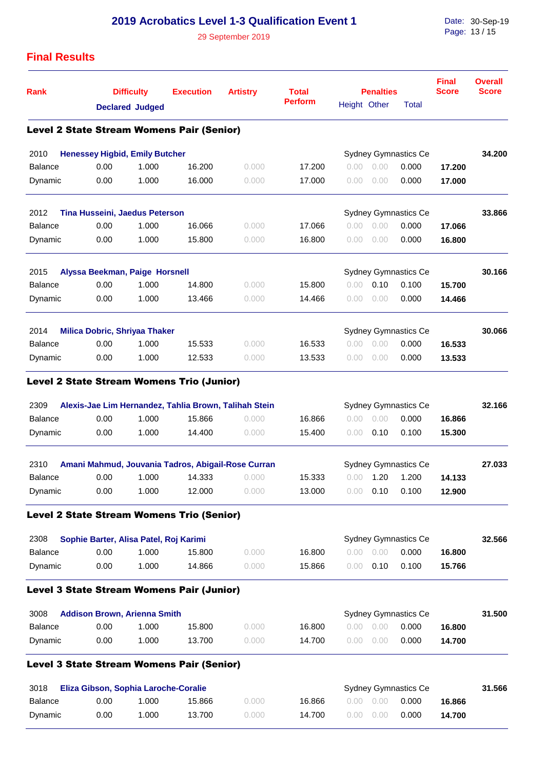# 2019 Acrobatics Level 1-3 Qualification Event 1

29 September 2019

Date: 30-Sep-19

## Final Results

| Rank | Difficulty Declared | Difficulty Judged | Execution | Artistry | Total Perform | Penalties Height | Penalties Other | Penalties Total | Final Score | Overall Score |
|---|---|---|---|---|---|---|---|---|---|---|
| **Level 2 State Stream Womens Pair (Senior)** | | | | | | | | | | |
| 2010 **Henessey Higbid, Emily Butcher** | | | | | | Sydney Gymnastics Ce | | | | **34.200** |
| Balance | 0.00 | 1.000 | 16.200 | 0.000 | 17.200 | 0.00 | 0.00 | 0.000 | **17.200** | |
| Dynamic | 0.00 | 1.000 | 16.000 | 0.000 | 17.000 | 0.00 | 0.00 | 0.000 | **17.000** | |
| 2012 **Tina Husseini, Jaedus Peterson** | | | | | | Sydney Gymnastics Ce | | | | **33.866** |
| Balance | 0.00 | 1.000 | 16.066 | 0.000 | 17.066 | 0.00 | 0.00 | 0.000 | **17.066** | |
| Dynamic | 0.00 | 1.000 | 15.800 | 0.000 | 16.800 | 0.00 | 0.00 | 0.000 | **16.800** | |
| 2015 **Alyssa Beekman, Paige Horsnell** | | | | | | Sydney Gymnastics Ce | | | | **30.166** |
| Balance | 0.00 | 1.000 | 14.800 | 0.000 | 15.800 | 0.00 | 0.10 | 0.100 | **15.700** | |
| Dynamic | 0.00 | 1.000 | 13.466 | 0.000 | 14.466 | 0.00 | 0.00 | 0.000 | **14.466** | |
| 2014 **Milica Dobric, Shriyaa Thaker** | | | | | | Sydney Gymnastics Ce | | | | **30.066** |
| Balance | 0.00 | 1.000 | 15.533 | 0.000 | 16.533 | 0.00 | 0.00 | 0.000 | **16.533** | |
| Dynamic | 0.00 | 1.000 | 12.533 | 0.000 | 13.533 | 0.00 | 0.00 | 0.000 | **13.533** | |
| **Level 2 State Stream Womens Trio (Junior)** | | | | | | | | | | |
| 2309 **Alexis-Jae Lim Hernandez, Tahlia Brown, Talihah Stein** | | | | | | Sydney Gymnastics Ce | | | | **32.166** |
| Balance | 0.00 | 1.000 | 15.866 | 0.000 | 16.866 | 0.00 | 0.00 | 0.000 | **16.866** | |
| Dynamic | 0.00 | 1.000 | 14.400 | 0.000 | 15.400 | 0.00 | 0.10 | 0.100 | **15.300** | |
| 2310 **Amani Mahmud, Jouvania Tadros, Abigail-Rose Curran** | | | | | | Sydney Gymnastics Ce | | | | **27.033** |
| Balance | 0.00 | 1.000 | 14.333 | 0.000 | 15.333 | 0.00 | 1.20 | 1.200 | **14.133** | |
| Dynamic | 0.00 | 1.000 | 12.000 | 0.000 | 13.000 | 0.00 | 0.10 | 0.100 | **12.900** | |
| **Level 2 State Stream Womens Trio (Senior)** | | | | | | | | | | |
| 2308 **Sophie Barter, Alisa Patel, Roj Karimi** | | | | | | Sydney Gymnastics Ce | | | | **32.566** |
| Balance | 0.00 | 1.000 | 15.800 | 0.000 | 16.800 | 0.00 | 0.00 | 0.000 | **16.800** | |
| Dynamic | 0.00 | 1.000 | 14.866 | 0.000 | 15.866 | 0.00 | 0.10 | 0.100 | **15.766** | |
| **Level 3 State Stream Womens Pair (Junior)** | | | | | | | | | | |
| 3008 **Addison Brown, Arienna Smith** | | | | | | Sydney Gymnastics Ce | | | | **31.500** |
| Balance | 0.00 | 1.000 | 15.800 | 0.000 | 16.800 | 0.00 | 0.00 | 0.000 | **16.800** | |
| Dynamic | 0.00 | 1.000 | 13.700 | 0.000 | 14.700 | 0.00 | 0.00 | 0.000 | **14.700** | |
| **Level 3 State Stream Womens Pair (Senior)** | | | | | | | | | | |
| 3018 **Eliza Gibson, Sophia Laroche-Coralie** | | | | | | Sydney Gymnastics Ce | | | | **31.566** |
| Balance | 0.00 | 1.000 | 15.866 | 0.000 | 16.866 | 0.00 | 0.00 | 0.000 | **16.866** | |
| Dynamic | 0.00 | 1.000 | 13.700 | 0.000 | 14.700 | 0.00 | 0.00 | 0.000 | **14.700** | |